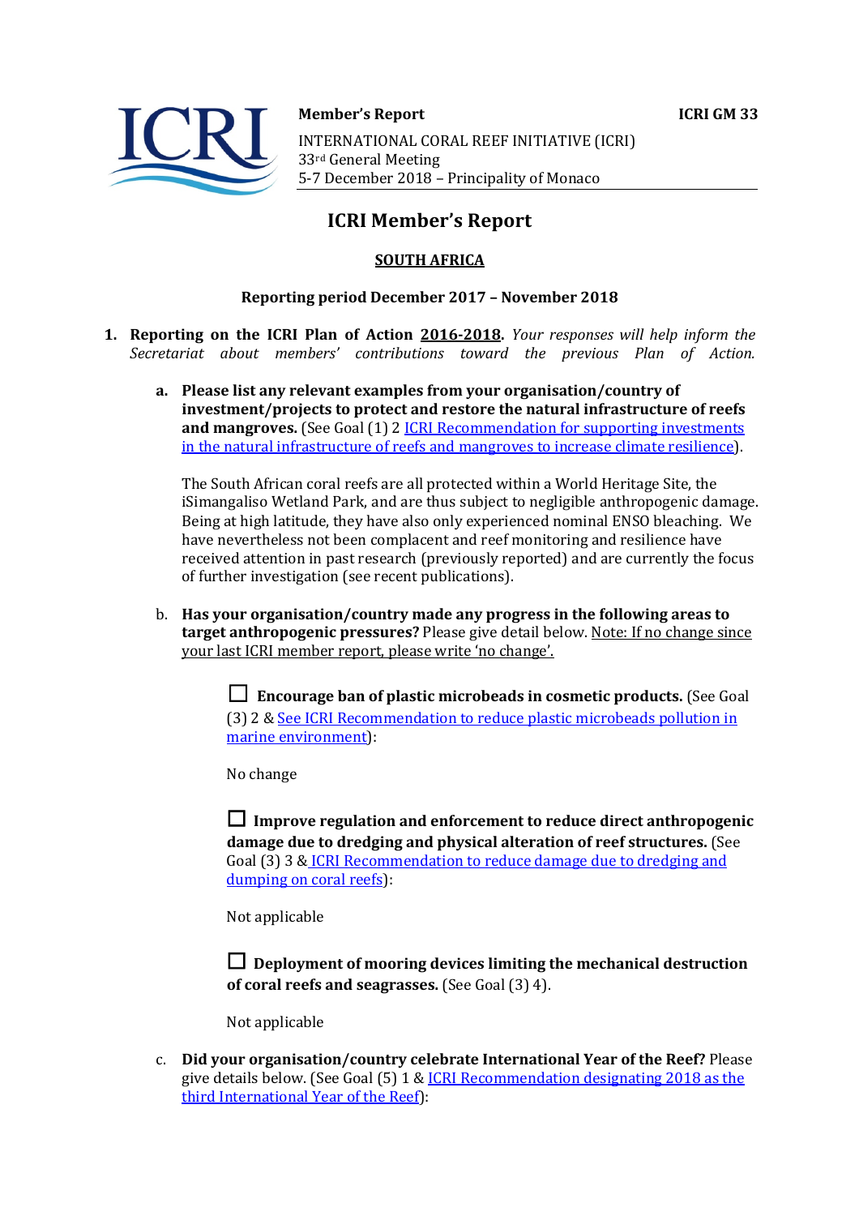**Member's Report** **ICRI GM 33**

INTERNATIONAL CORAL REEF INITIATIVE (ICRI)
33rd General Meeting
5-7 December 2018 – Principality of Monaco

# ICRI Member's Report

## SOUTH AFRICA

**Reporting period December 2017 – November 2018**

1. **Reporting on the ICRI Plan of Action 2016-2018.** *Your responses will help inform the Secretariat about members' contributions toward the previous Plan of Action.*

   a. **Please list any relevant examples from your organisation/country of investment/projects to protect and restore the natural infrastructure of reefs and mangroves.** (See Goal (1) 2 ICRI Recommendation for supporting investments in the natural infrastructure of reefs and mangroves to increase climate resilience).

      The South African coral reefs are all protected within a World Heritage Site, the iSimangaliso Wetland Park, and are thus subject to negligible anthropogenic damage. Being at high latitude, they have also only experienced nominal ENSO bleaching. We have nevertheless not been complacent and reef monitoring and resilience have received attention in past research (previously reported) and are currently the focus of further investigation (see recent publications).

   b. **Has your organisation/country made any progress in the following areas to target anthropogenic pressures?** Please give detail below. Note: If no change since your last ICRI member report, please write 'no change'.

      ☐ **Encourage ban of plastic microbeads in cosmetic products.** (See Goal (3) 2 & See ICRI Recommendation to reduce plastic microbeads pollution in marine environment):

      No change

      ☐ **Improve regulation and enforcement to reduce direct anthropogenic damage due to dredging and physical alteration of reef structures.** (See Goal (3) 3 & ICRI Recommendation to reduce damage due to dredging and dumping on coral reefs):

      Not applicable

      ☐ **Deployment of mooring devices limiting the mechanical destruction of coral reefs and seagrasses.** (See Goal (3) 4).

      Not applicable

   c. **Did your organisation/country celebrate International Year of the Reef?** Please give details below. (See Goal (5) 1 & ICRI Recommendation designating 2018 as the third International Year of the Reef):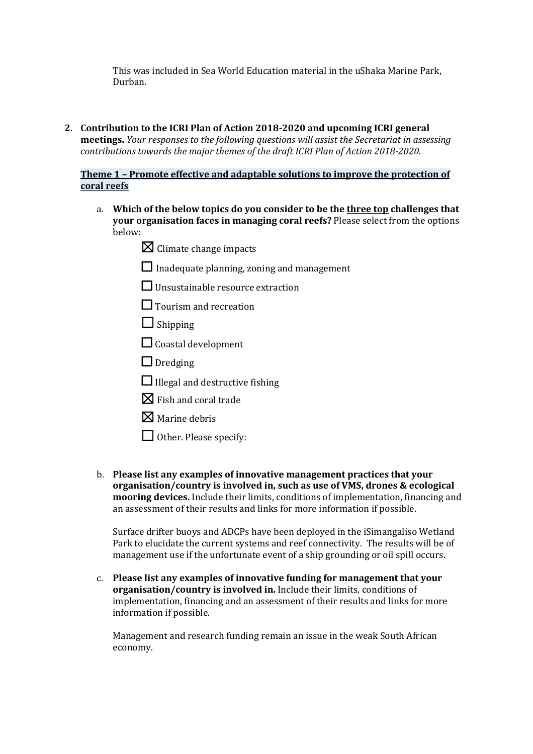This was included in Sea World Education material in the uShaka Marine Park, Durban.

2. **Contribution to the ICRI Plan of Action 2018-2020 and upcoming ICRI general meetings.** *Your responses to the following questions will assist the Secretariat in assessing contributions towards the major themes of the draft ICRI Plan of Action 2018-2020.*

**Theme 1 – Promote effective and adaptable solutions to improve the protection of coral reefs**

a. **Which of the below topics do you consider to be the three top challenges that your organisation faces in managing coral reefs?** Please select from the options below:

- ☒ Climate change impacts
- ☐ Inadequate planning, zoning and management
- ☐ Unsustainable resource extraction
- ☐ Tourism and recreation
- ☐ Shipping
- ☐ Coastal development
- ☐ Dredging
- ☐ Illegal and destructive fishing
- ☒ Fish and coral trade
- ☒ Marine debris
- ☐ Other. Please specify:

b. **Please list any examples of innovative management practices that your organisation/country is involved in, such as use of VMS, drones & ecological mooring devices.** Include their limits, conditions of implementation, financing and an assessment of their results and links for more information if possible.

Surface drifter buoys and ADCPs have been deployed in the iSimangaliso Wetland Park to elucidate the current systems and reef connectivity. The results will be of management use if the unfortunate event of a ship grounding or oil spill occurs.

c. **Please list any examples of innovative funding for management that your organisation/country is involved in.** Include their limits, conditions of implementation, financing and an assessment of their results and links for more information if possible.

Management and research funding remain an issue in the weak South African economy.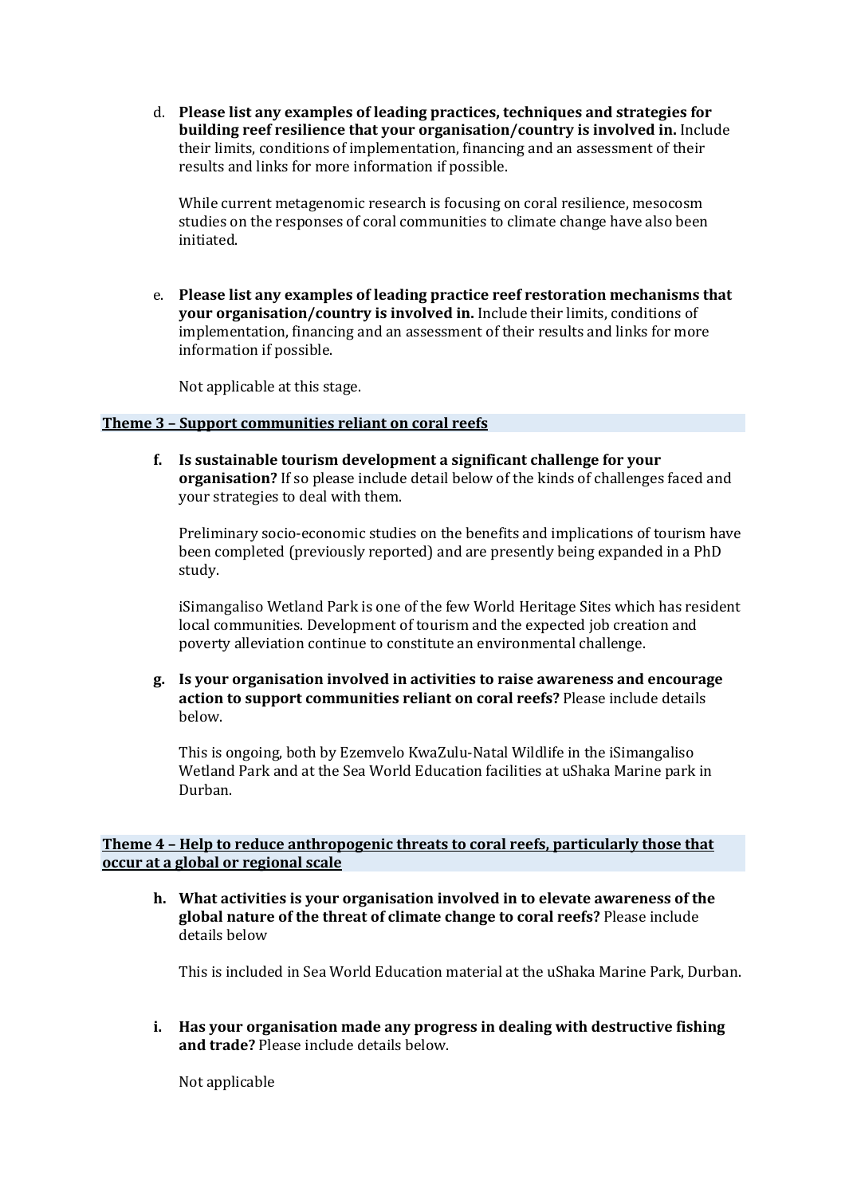d. **Please list any examples of leading practices, techniques and strategies for building reef resilience that your organisation/country is involved in.** Include their limits, conditions of implementation, financing and an assessment of their results and links for more information if possible.

   While current metagenomic research is focusing on coral resilience, mesocosm studies on the responses of coral communities to climate change have also been initiated.

e. **Please list any examples of leading practice reef restoration mechanisms that your organisation/country is involved in.** Include their limits, conditions of implementation, financing and an assessment of their results and links for more information if possible.

   Not applicable at this stage.

## Theme 3 – Support communities reliant on coral reefs

f. **Is sustainable tourism development a significant challenge for your organisation?** If so please include detail below of the kinds of challenges faced and your strategies to deal with them.

   Preliminary socio-economic studies on the benefits and implications of tourism have been completed (previously reported) and are presently being expanded in a PhD study.

   iSimangaliso Wetland Park is one of the few World Heritage Sites which has resident local communities. Development of tourism and the expected job creation and poverty alleviation continue to constitute an environmental challenge.

g. **Is your organisation involved in activities to raise awareness and encourage action to support communities reliant on coral reefs?** Please include details below.

   This is ongoing, both by Ezemvelo KwaZulu-Natal Wildlife in the iSimangaliso Wetland Park and at the Sea World Education facilities at uShaka Marine park in Durban.

## Theme 4 – Help to reduce anthropogenic threats to coral reefs, particularly those that occur at a global or regional scale

h. **What activities is your organisation involved in to elevate awareness of the global nature of the threat of climate change to coral reefs?** Please include details below

   This is included in Sea World Education material at the uShaka Marine Park, Durban.

i. **Has your organisation made any progress in dealing with destructive fishing and trade?** Please include details below.

   Not applicable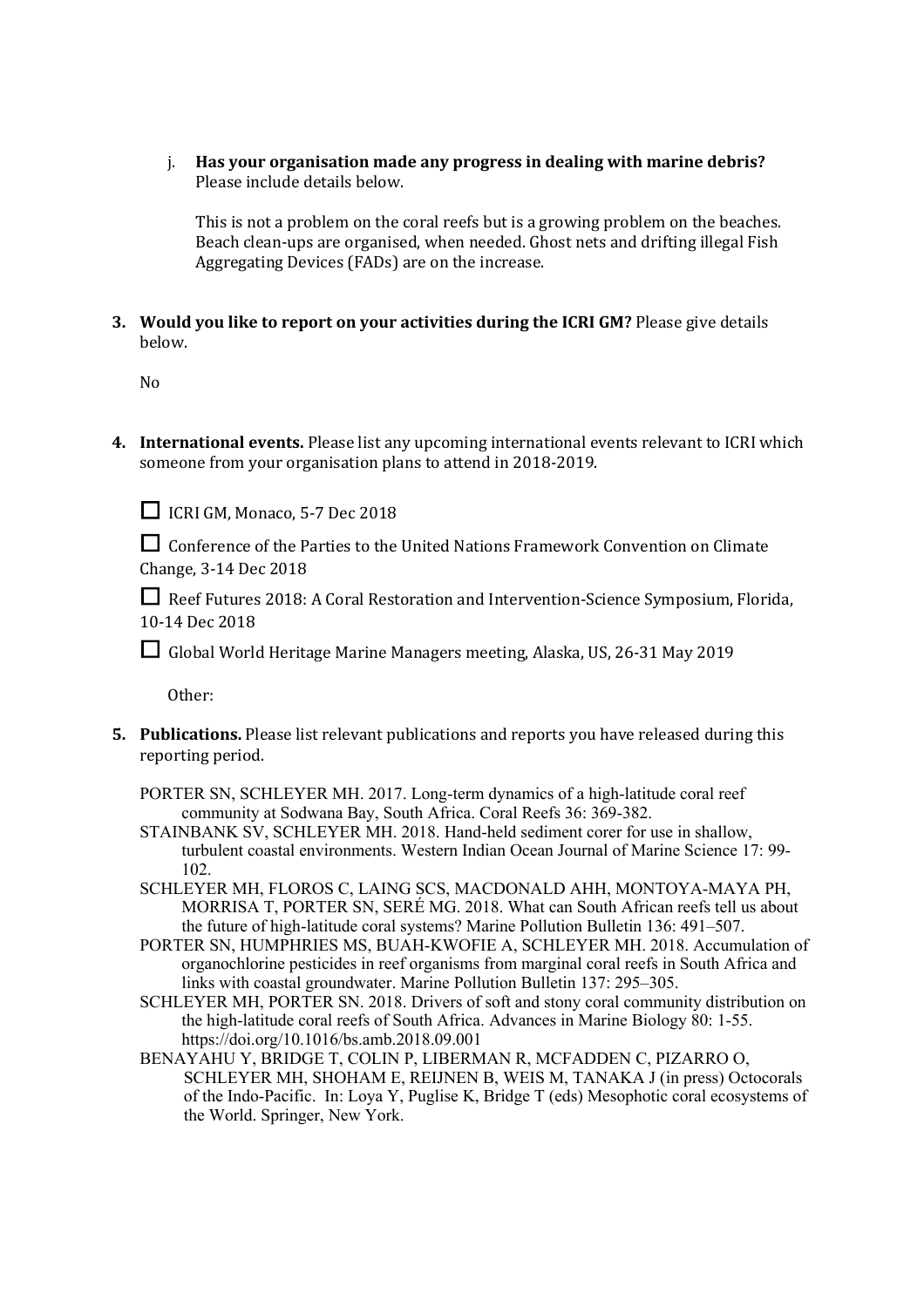j. **Has your organisation made any progress in dealing with marine debris?** Please include details below.

   This is not a problem on the coral reefs but is a growing problem on the beaches. Beach clean-ups are organised, when needed. Ghost nets and drifting illegal Fish Aggregating Devices (FADs) are on the increase.

**3. Would you like to report on your activities during the ICRI GM?** Please give details below.

No

**4. International events.** Please list any upcoming international events relevant to ICRI which someone from your organisation plans to attend in 2018-2019.

☐ ICRI GM, Monaco, 5-7 Dec 2018

☐ Conference of the Parties to the United Nations Framework Convention on Climate Change, 3-14 Dec 2018

☐ Reef Futures 2018: A Coral Restoration and Intervention-Science Symposium, Florida, 10-14 Dec 2018

☐ Global World Heritage Marine Managers meeting, Alaska, US, 26-31 May 2019

Other:

**5. Publications.** Please list relevant publications and reports you have released during this reporting period.

PORTER SN, SCHLEYER MH. 2017. Long-term dynamics of a high-latitude coral reef community at Sodwana Bay, South Africa. Coral Reefs 36: 369-382.

STAINBANK SV, SCHLEYER MH. 2018. Hand-held sediment corer for use in shallow, turbulent coastal environments. Western Indian Ocean Journal of Marine Science 17: 99-102.

SCHLEYER MH, FLOROS C, LAING SCS, MACDONALD AHH, MONTOYA-MAYA PH, MORRISA T, PORTER SN, SERÉ MG. 2018. What can South African reefs tell us about the future of high-latitude coral systems? Marine Pollution Bulletin 136: 491–507.

PORTER SN, HUMPHRIES MS, BUAH-KWOFIE A, SCHLEYER MH. 2018. Accumulation of organochlorine pesticides in reef organisms from marginal coral reefs in South Africa and links with coastal groundwater. Marine Pollution Bulletin 137: 295–305.

SCHLEYER MH, PORTER SN. 2018. Drivers of soft and stony coral community distribution on the high-latitude coral reefs of South Africa. Advances in Marine Biology 80: 1-55. https://doi.org/10.1016/bs.amb.2018.09.001

BENAYAHU Y, BRIDGE T, COLIN P, LIBERMAN R, MCFADDEN C, PIZARRO O, SCHLEYER MH, SHOHAM E, REIJNEN B, WEIS M, TANAKA J (in press) Octocorals of the Indo-Pacific. In: Loya Y, Puglise K, Bridge T (eds) Mesophotic coral ecosystems of the World. Springer, New York.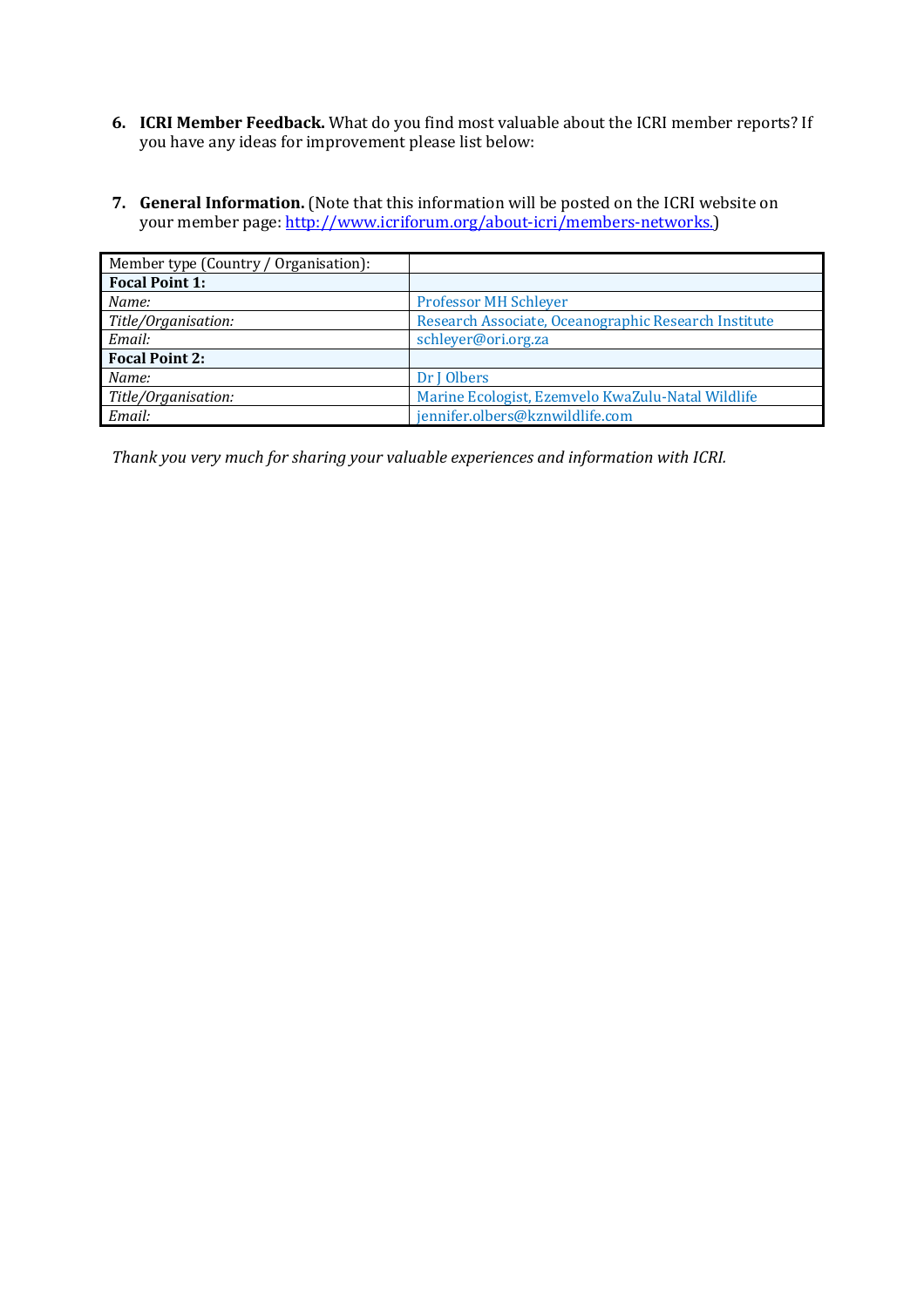6. **ICRI Member Feedback.** What do you find most valuable about the ICRI member reports? If you have any ideas for improvement please list below:

7. **General Information.** (Note that this information will be posted on the ICRI website on your member page: http://www.icriforum.org/about-icri/members-networks.)

| | |
|---|---|
| Member type (Country / Organisation): | |
| **Focal Point 1:** | |
| *Name:* | Professor MH Schleyer |
| *Title/Organisation:* | Research Associate, Oceanographic Research Institute |
| *Email:* | schleyer@ori.org.za |
| **Focal Point 2:** | |
| *Name:* | Dr J Olbers |
| *Title/Organisation:* | Marine Ecologist, Ezemvelo KwaZulu-Natal Wildlife |
| *Email:* | jennifer.olbers@kznwildlife.com |

*Thank you very much for sharing your valuable experiences and information with ICRI.*